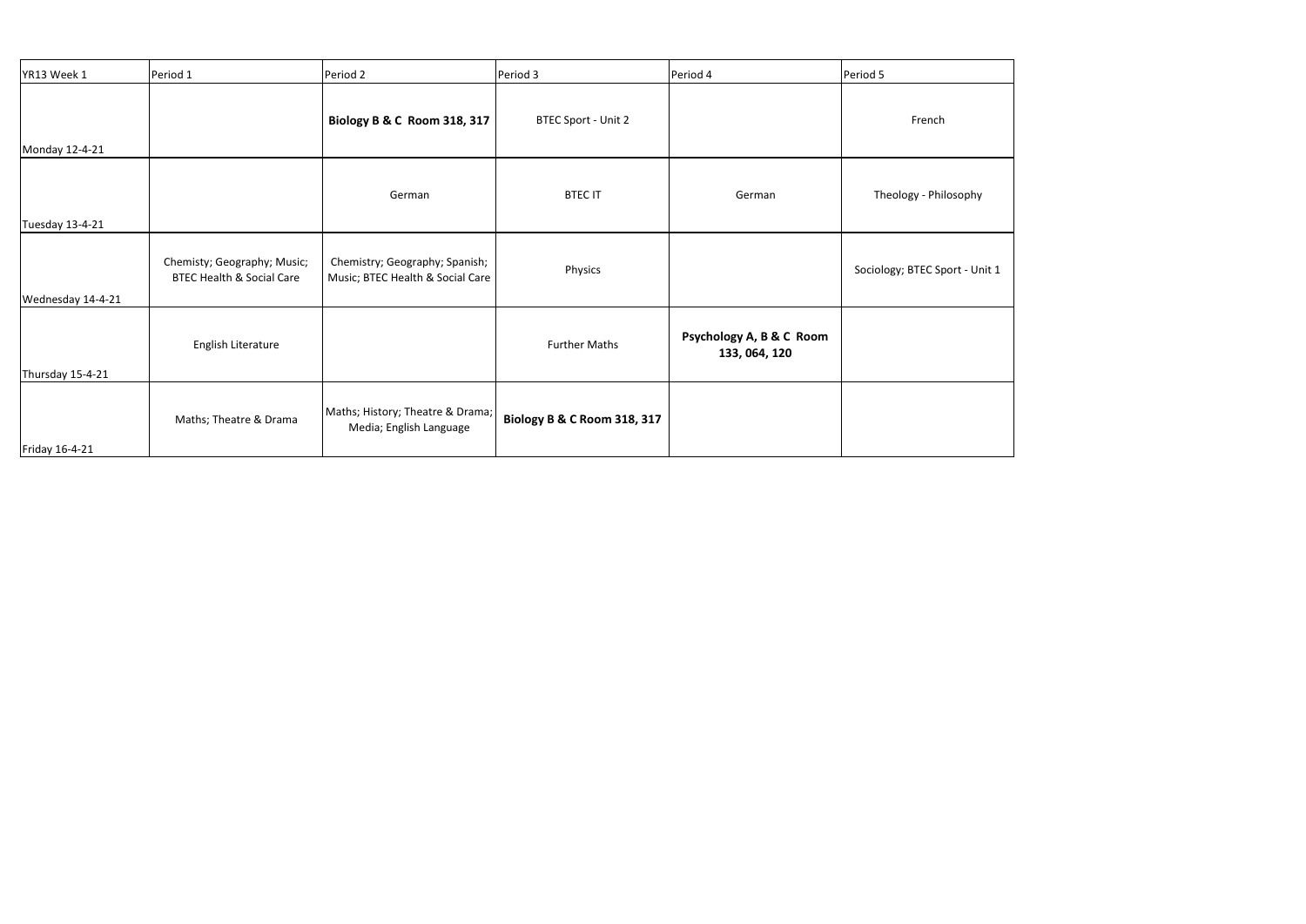| YR13 Week 1 | Period 1 | Period 2 | Period 3 | Period 4 | Period 5 |
|---|---|---|---|---|---|
| Monday 12-4-21 | | **Biology B & C Room 318, 317** | BTEC Sport - Unit 2 | | French |
| Tuesday 13-4-21 | | German | BTEC IT | German | Theology - Philosophy |
| Wednesday 14-4-21 | Chemisty; Geography; Music; BTEC Health & Social Care | Chemistry; Geography; Spanish; Music; BTEC Health & Social Care | Physics | | Sociology; BTEC Sport - Unit 1 |
| Thursday 15-4-21 | English Literature | | Further Maths | **Psychology A, B & C Room 133, 064, 120** | |
| Friday 16-4-21 | Maths; Theatre & Drama | Maths; History; Theatre & Drama; Media; English Language | **Biology B & C Room 318, 317** | | |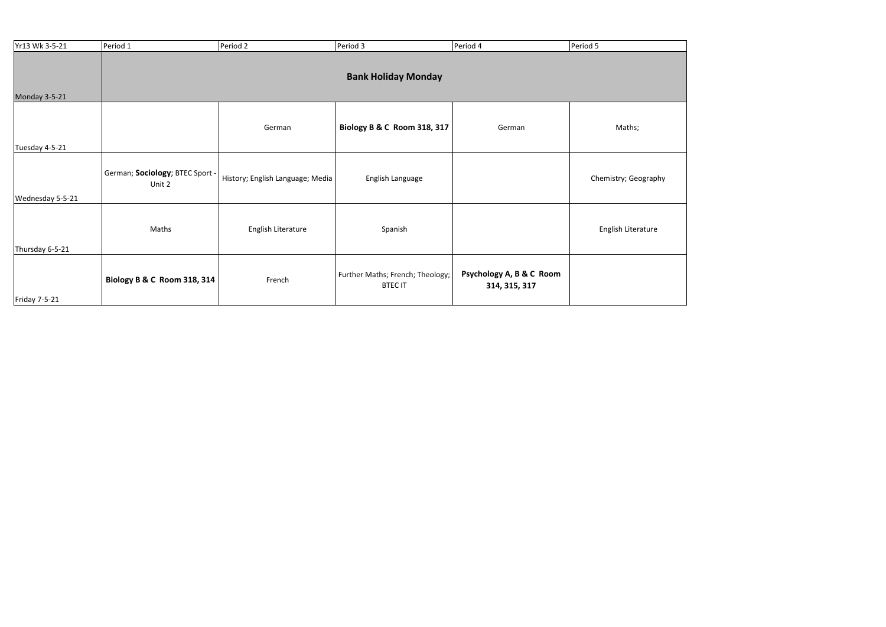| Yr13 Wk 3-5-21 | Period 1 | Period 2 | Period 3 | Period 4 | Period 5 |
|---|---|---|---|---|---|
| Monday 3-5-21 | **Bank Holiday Monday** | | | | |
| Tuesday 4-5-21 | | German | **Biology B & C Room 318, 317** | German | Maths; |
| Wednesday 5-5-21 | German; **Sociology**; BTEC Sport - Unit 2 | History; English Language; Media | English Language | | Chemistry; Geography |
| Thursday 6-5-21 | Maths | English Literature | Spanish | | English Literature |
| Friday 7-5-21 | **Biology B & C Room 318, 314** | French | Further Maths; French; Theology; BTEC IT | **Psychology A, B & C Room 314, 315, 317** | |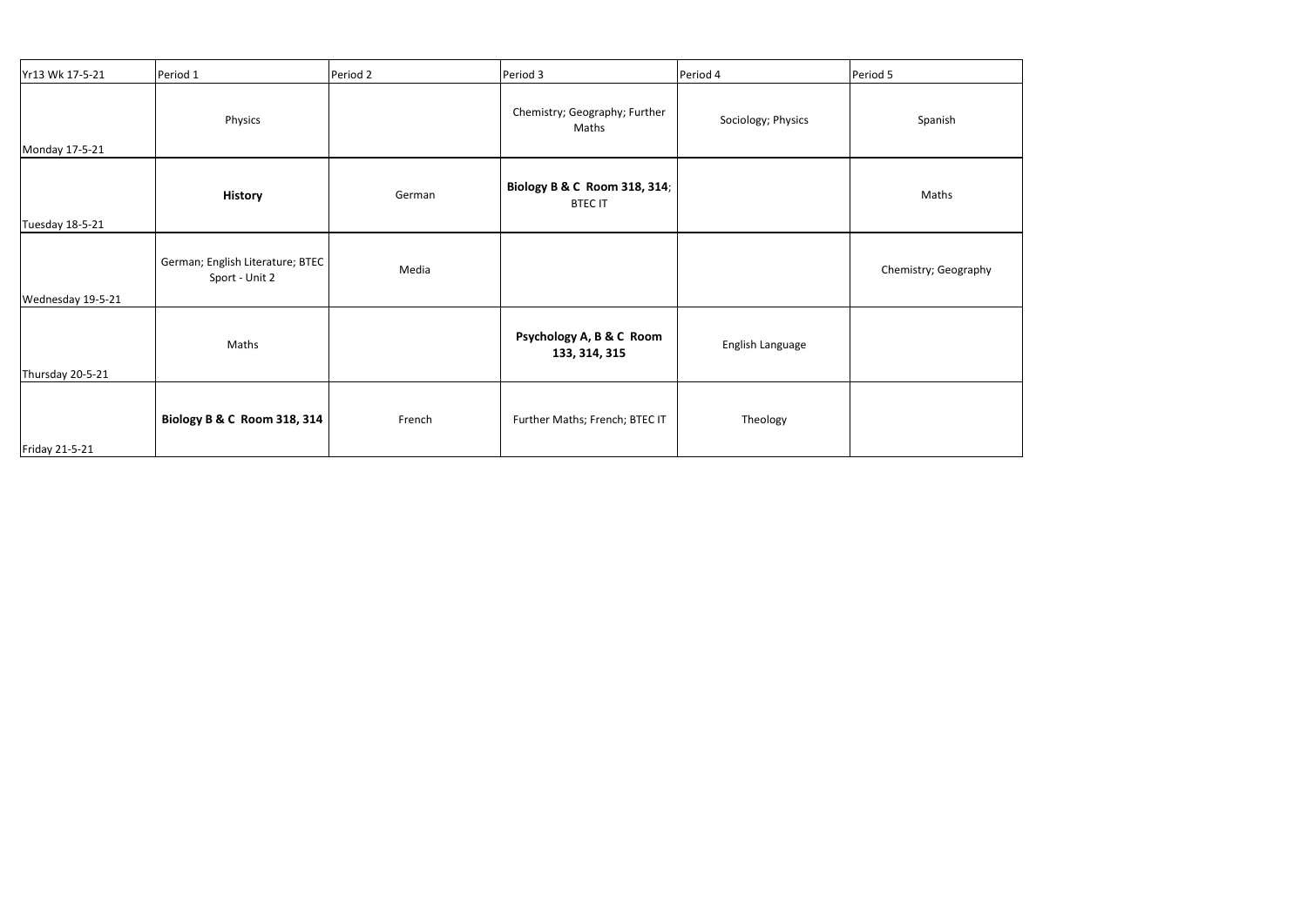| Yr13 Wk 17-5-21 | Period 1 | Period 2 | Period 3 | Period 4 | Period 5 |
|---|---|---|---|---|---|
| Monday 17-5-21 | Physics | | Chemistry; Geography; Further Maths | Sociology; Physics | Spanish |
| Tuesday 18-5-21 | **History** | German | **Biology B & C Room 318, 314**; BTEC IT | | Maths |
| Wednesday 19-5-21 | German; English Literature; BTEC Sport - Unit 2 | Media | | | Chemistry; Geography |
| Thursday 20-5-21 | Maths | | **Psychology A, B & C Room 133, 314, 315** | English Language | |
| Friday 21-5-21 | **Biology B & C Room 318, 314** | French | Further Maths; French; BTEC IT | Theology | |